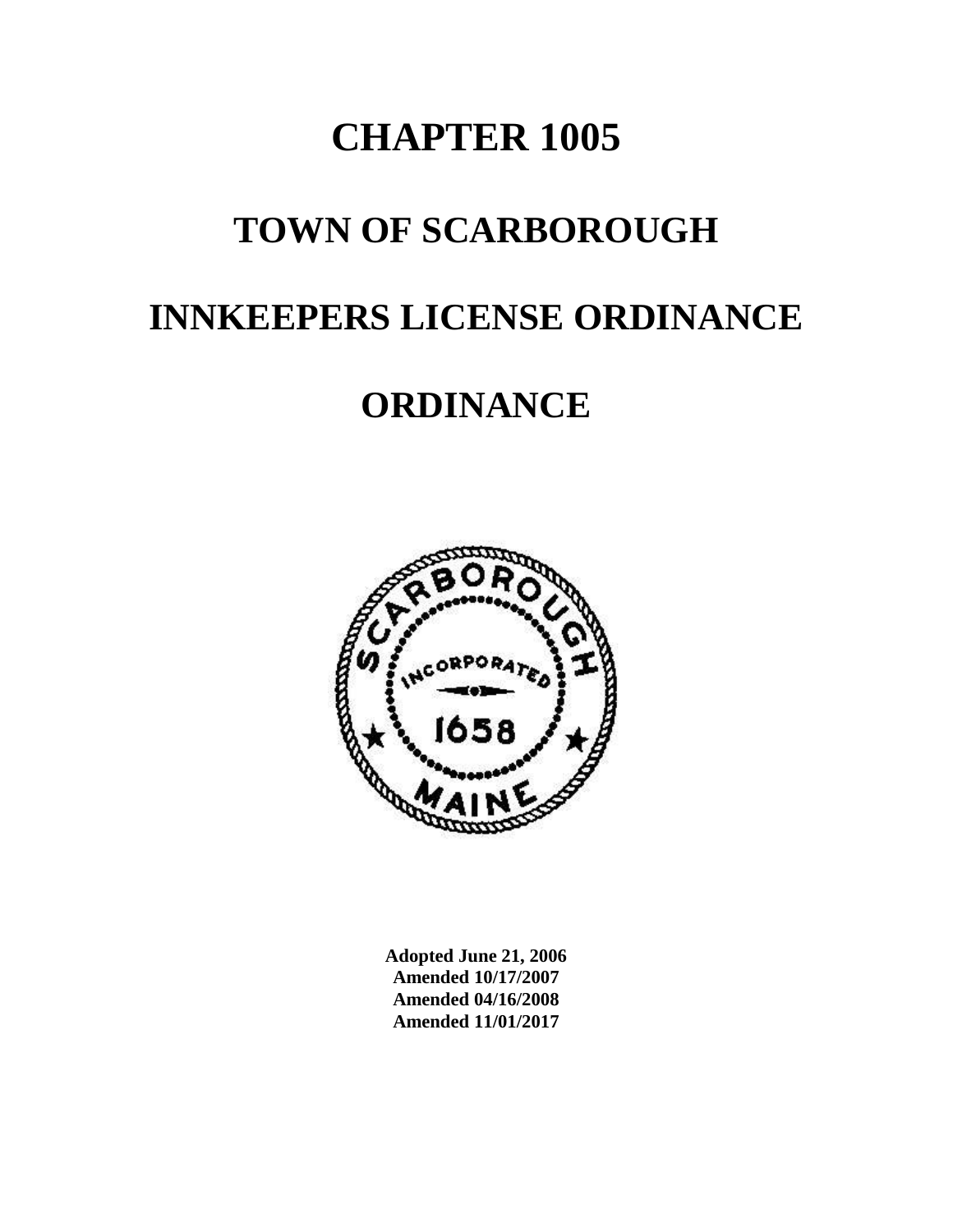# CHAPTER 1005

# TOWN OF SCARBOROUGH

# INNKEEPERS LICENSE ORDINANCE

# ORDINANCE

**Adopted June 21, 2006**
**Amended 10/17/2007**
**Amended 04/16/2008**
**Amended 11/01/2017**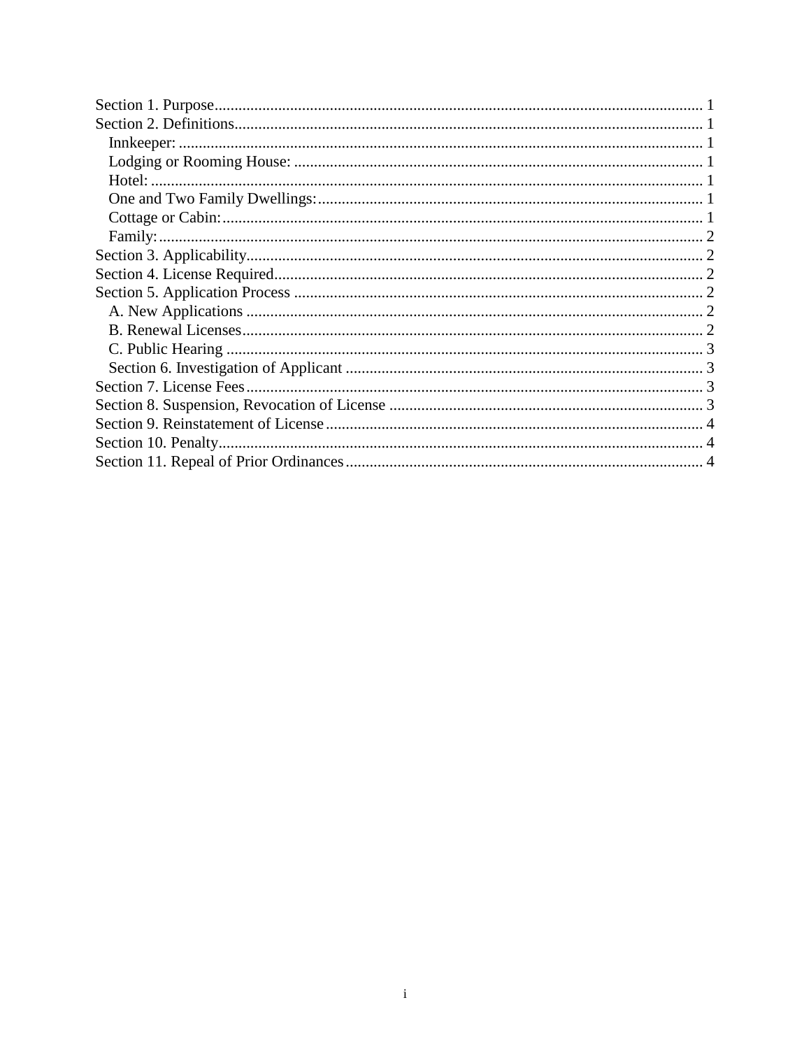Section 1. Purpose ........ 1
Section 2. Definitions ........ 1
  Innkeeper: ........ 1
  Lodging or Rooming House: ........ 1
  Hotel: ........ 1
  One and Two Family Dwellings: ........ 1
  Cottage or Cabin: ........ 1
  Family: ........ 2
Section 3. Applicability ........ 2
Section 4. License Required ........ 2
Section 5. Application Process ........ 2
  A. New Applications ........ 2
  B. Renewal Licenses ........ 2
  C. Public Hearing ........ 3
  Section 6. Investigation of Applicant ........ 3
Section 7. License Fees ........ 3
Section 8. Suspension, Revocation of License ........ 3
Section 9. Reinstatement of License ........ 4
Section 10. Penalty ........ 4
Section 11. Repeal of Prior Ordinances ........ 4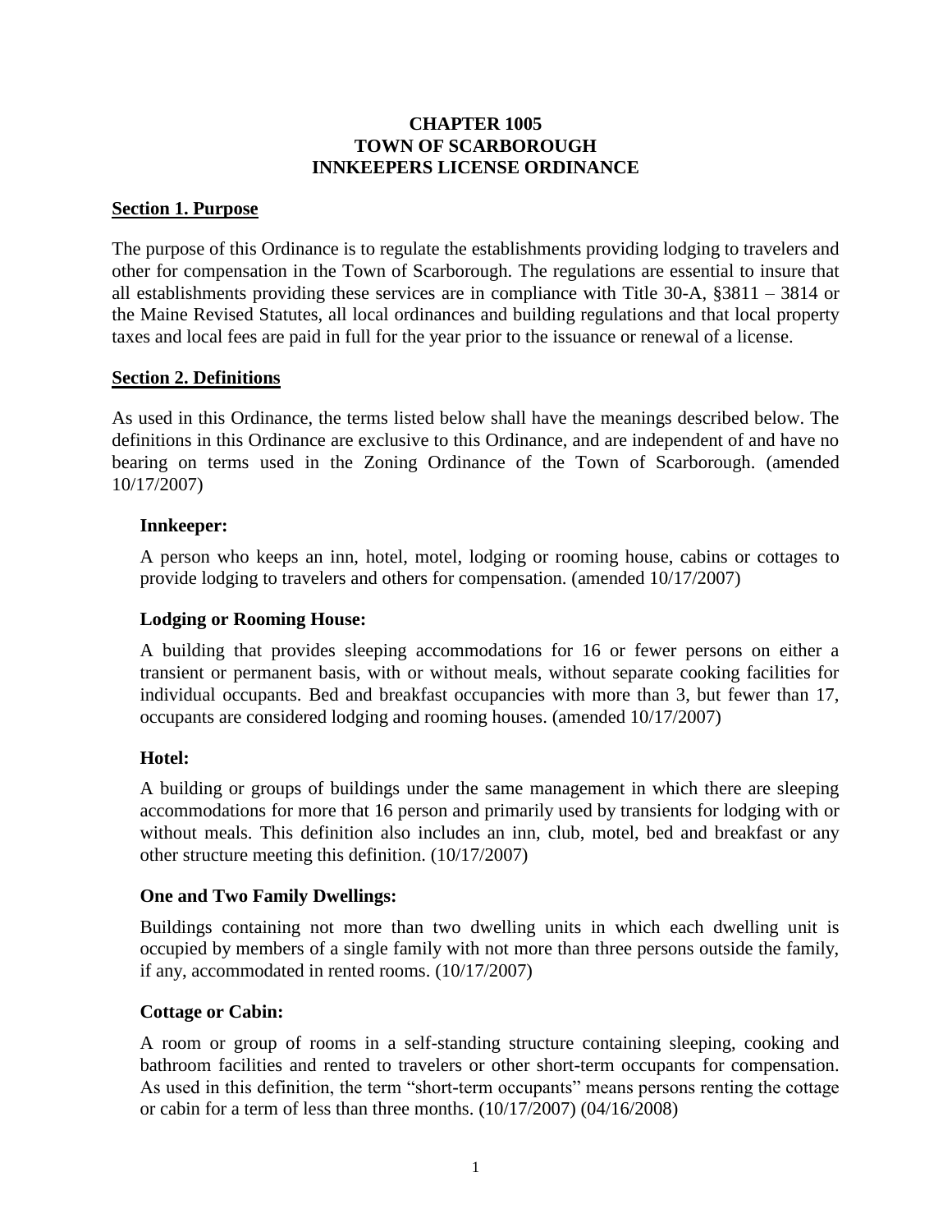# CHAPTER 1005
# TOWN OF SCARBOROUGH
# INNKEEPERS LICENSE ORDINANCE

## Section 1. Purpose

The purpose of this Ordinance is to regulate the establishments providing lodging to travelers and other for compensation in the Town of Scarborough. The regulations are essential to insure that all establishments providing these services are in compliance with Title 30-A, §3811 – 3814 or the Maine Revised Statutes, all local ordinances and building regulations and that local property taxes and local fees are paid in full for the year prior to the issuance or renewal of a license.

## Section 2. Definitions

As used in this Ordinance, the terms listed below shall have the meanings described below. The definitions in this Ordinance are exclusive to this Ordinance, and are independent of and have no bearing on terms used in the Zoning Ordinance of the Town of Scarborough. (amended 10/17/2007)

### Innkeeper:

A person who keeps an inn, hotel, motel, lodging or rooming house, cabins or cottages to provide lodging to travelers and others for compensation. (amended 10/17/2007)

### Lodging or Rooming House:

A building that provides sleeping accommodations for 16 or fewer persons on either a transient or permanent basis, with or without meals, without separate cooking facilities for individual occupants. Bed and breakfast occupancies with more than 3, but fewer than 17, occupants are considered lodging and rooming houses. (amended 10/17/2007)

### Hotel:

A building or groups of buildings under the same management in which there are sleeping accommodations for more that 16 person and primarily used by transients for lodging with or without meals. This definition also includes an inn, club, motel, bed and breakfast or any other structure meeting this definition. (10/17/2007)

### One and Two Family Dwellings:

Buildings containing not more than two dwelling units in which each dwelling unit is occupied by members of a single family with not more than three persons outside the family, if any, accommodated in rented rooms. (10/17/2007)

### Cottage or Cabin:

A room or group of rooms in a self-standing structure containing sleeping, cooking and bathroom facilities and rented to travelers or other short-term occupants for compensation. As used in this definition, the term "short-term occupants" means persons renting the cottage or cabin for a term of less than three months. (10/17/2007) (04/16/2008)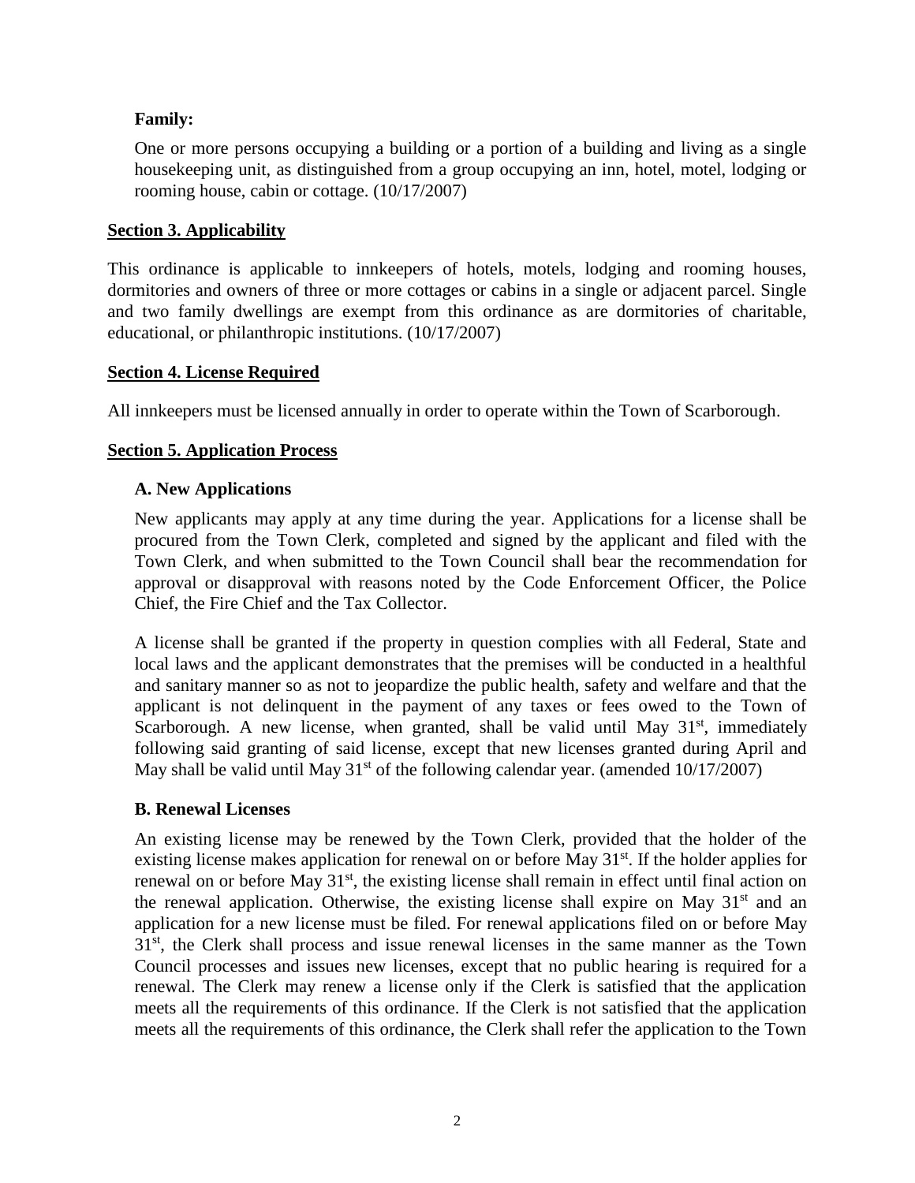**Family:**

One or more persons occupying a building or a portion of a building and living as a single housekeeping unit, as distinguished from a group occupying an inn, hotel, motel, lodging or rooming house, cabin or cottage. (10/17/2007)

## Section 3. Applicability

This ordinance is applicable to innkeepers of hotels, motels, lodging and rooming houses, dormitories and owners of three or more cottages or cabins in a single or adjacent parcel. Single and two family dwellings are exempt from this ordinance as are dormitories of charitable, educational, or philanthropic institutions. (10/17/2007)

## Section 4. License Required

All innkeepers must be licensed annually in order to operate within the Town of Scarborough.

## Section 5. Application Process

### A. New Applications

New applicants may apply at any time during the year. Applications for a license shall be procured from the Town Clerk, completed and signed by the applicant and filed with the Town Clerk, and when submitted to the Town Council shall bear the recommendation for approval or disapproval with reasons noted by the Code Enforcement Officer, the Police Chief, the Fire Chief and the Tax Collector.

A license shall be granted if the property in question complies with all Federal, State and local laws and the applicant demonstrates that the premises will be conducted in a healthful and sanitary manner so as not to jeopardize the public health, safety and welfare and that the applicant is not delinquent in the payment of any taxes or fees owed to the Town of Scarborough. A new license, when granted, shall be valid until May 31st, immediately following said granting of said license, except that new licenses granted during April and May shall be valid until May 31st of the following calendar year. (amended 10/17/2007)

### B. Renewal Licenses

An existing license may be renewed by the Town Clerk, provided that the holder of the existing license makes application for renewal on or before May 31st. If the holder applies for renewal on or before May 31st, the existing license shall remain in effect until final action on the renewal application. Otherwise, the existing license shall expire on May 31st and an application for a new license must be filed. For renewal applications filed on or before May 31st, the Clerk shall process and issue renewal licenses in the same manner as the Town Council processes and issues new licenses, except that no public hearing is required for a renewal. The Clerk may renew a license only if the Clerk is satisfied that the application meets all the requirements of this ordinance. If the Clerk is not satisfied that the application meets all the requirements of this ordinance, the Clerk shall refer the application to the Town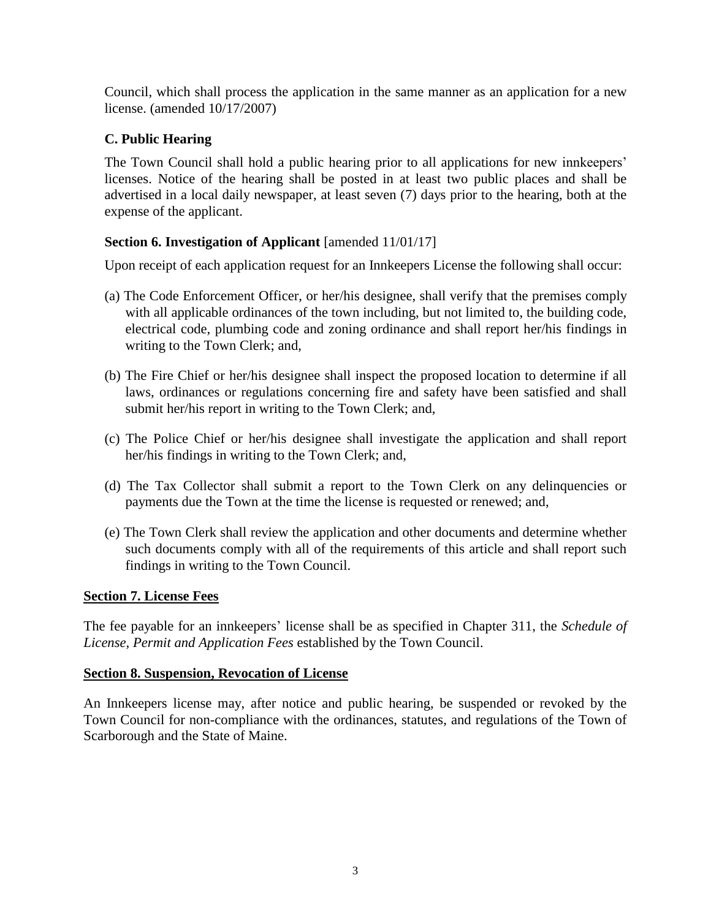Council, which shall process the application in the same manner as an application for a new license. (amended 10/17/2007)

### C. Public Hearing

The Town Council shall hold a public hearing prior to all applications for new innkeepers' licenses. Notice of the hearing shall be posted in at least two public places and shall be advertised in a local daily newspaper, at least seven (7) days prior to the hearing, both at the expense of the applicant.

### Section 6. Investigation of Applicant [amended 11/01/17]

Upon receipt of each application request for an Innkeepers License the following shall occur:

(a) The Code Enforcement Officer, or her/his designee, shall verify that the premises comply with all applicable ordinances of the town including, but not limited to, the building code, electrical code, plumbing code and zoning ordinance and shall report her/his findings in writing to the Town Clerk; and,

(b) The Fire Chief or her/his designee shall inspect the proposed location to determine if all laws, ordinances or regulations concerning fire and safety have been satisfied and shall submit her/his report in writing to the Town Clerk; and,

(c) The Police Chief or her/his designee shall investigate the application and shall report her/his findings in writing to the Town Clerk; and,

(d) The Tax Collector shall submit a report to the Town Clerk on any delinquencies or payments due the Town at the time the license is requested or renewed; and,

(e) The Town Clerk shall review the application and other documents and determine whether such documents comply with all of the requirements of this article and shall report such findings in writing to the Town Council.

## Section 7. License Fees

The fee payable for an innkeepers' license shall be as specified in Chapter 311, the *Schedule of License, Permit and Application Fees* established by the Town Council.

## Section 8. Suspension, Revocation of License

An Innkeepers license may, after notice and public hearing, be suspended or revoked by the Town Council for non-compliance with the ordinances, statutes, and regulations of the Town of Scarborough and the State of Maine.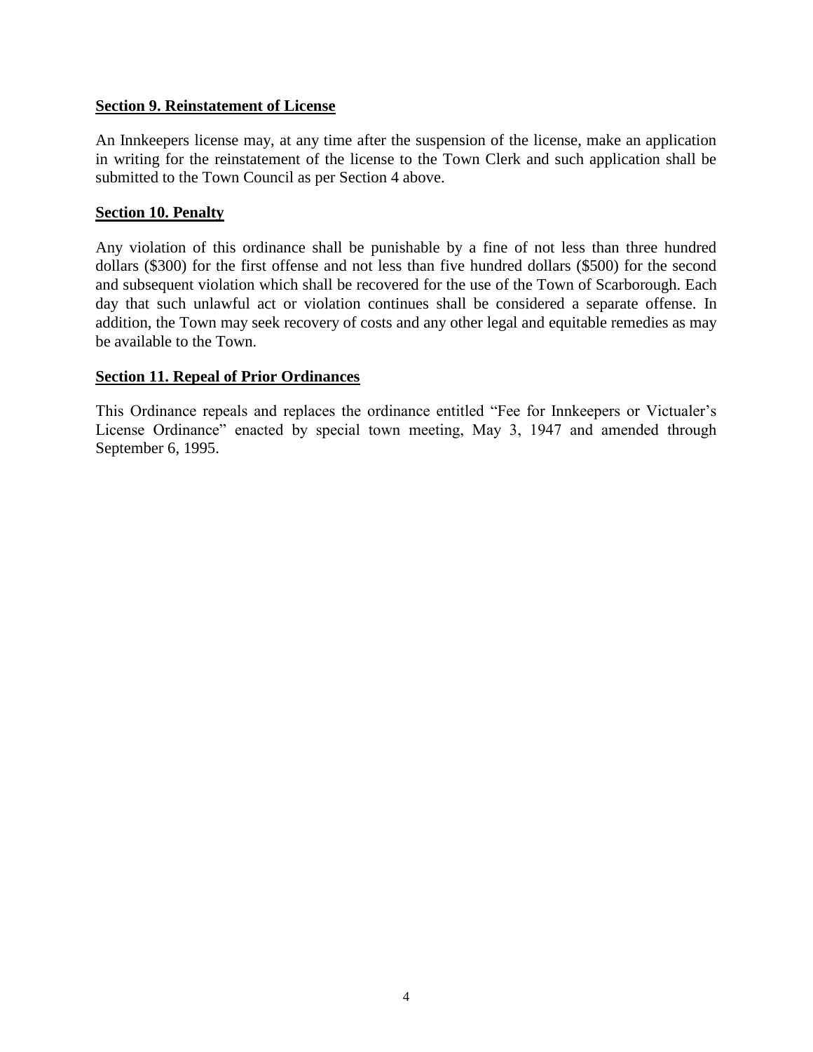**Section 9. Reinstatement of License**

An Innkeepers license may, at any time after the suspension of the license, make an application in writing for the reinstatement of the license to the Town Clerk and such application shall be submitted to the Town Council as per Section 4 above.

**Section 10. Penalty**

Any violation of this ordinance shall be punishable by a fine of not less than three hundred dollars ($300) for the first offense and not less than five hundred dollars ($500) for the second and subsequent violation which shall be recovered for the use of the Town of Scarborough. Each day that such unlawful act or violation continues shall be considered a separate offense. In addition, the Town may seek recovery of costs and any other legal and equitable remedies as may be available to the Town.

**Section 11. Repeal of Prior Ordinances**

This Ordinance repeals and replaces the ordinance entitled "Fee for Innkeepers or Victualer's License Ordinance" enacted by special town meeting, May 3, 1947 and amended through September 6, 1995.